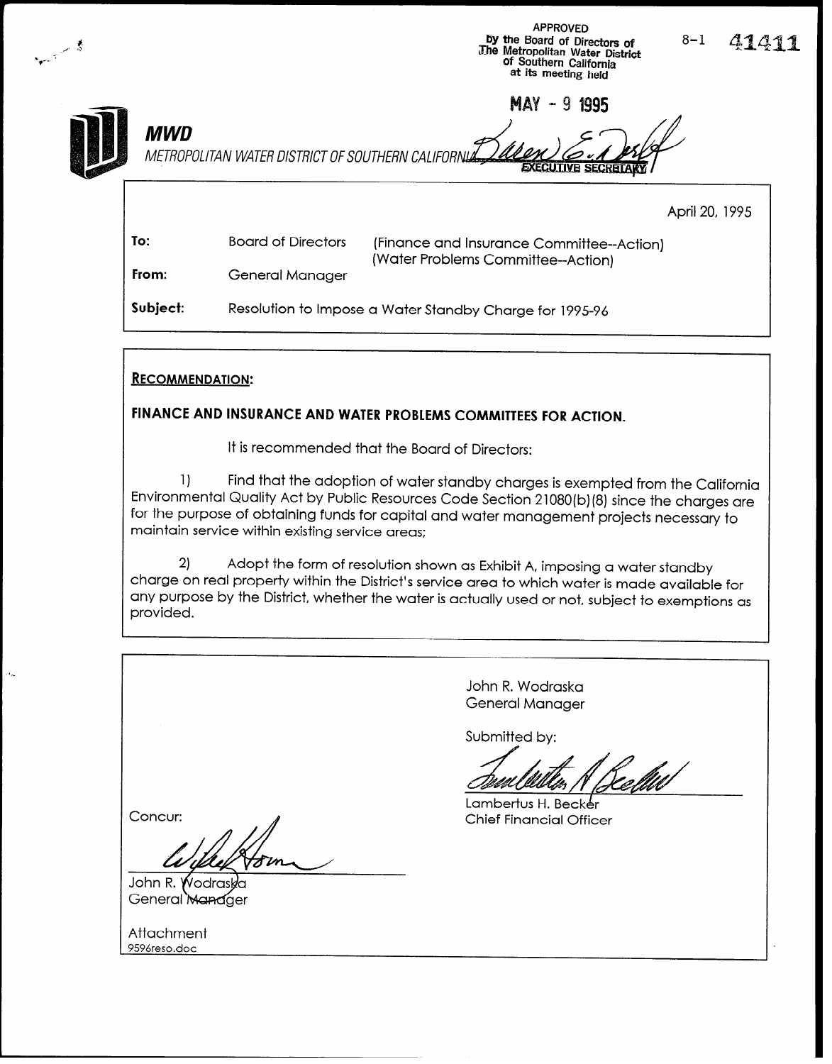APPROVED
by the Board of Directors of
The Metropolitan Water District
of Southern California
at its meeting held

MAY - 9 1995

EXECUTIVE SECRETARY

8-1 41411

**MWD**

*METROPOLITAN WATER DISTRICT OF SOUTHERN CALIFORNIA*

April 20, 1995

| | | |
|---|---|---|
| **To:** | Board of Directors | (Finance and Insurance Committee--Action) (Water Problems Committee--Action) |
| **From:** | General Manager | |
| **Subject:** | Resolution to Impose a Water Standby Charge for 1995-96 | |

**RECOMMENDATION:**

**FINANCE AND INSURANCE AND WATER PROBLEMS COMMITTEES FOR ACTION.**

It is recommended that the Board of Directors:

1) Find that the adoption of water standby charges is exempted from the California Environmental Quality Act by Public Resources Code Section 21080(b)(8) since the charges are for the purpose of obtaining funds for capital and water management projects necessary to maintain service within existing service areas;

2) Adopt the form of resolution shown as Exhibit A, imposing a water standby charge on real property within the District's service area to which water is made available for any purpose by the District, whether the water is actually used or not, subject to exemptions as provided.

John R. Wodraska
General Manager

Submitted by:

Lambertus H. Becker
Chief Financial Officer

Concur:

John R. Wodraska
General Manager

Attachment
9596reso.doc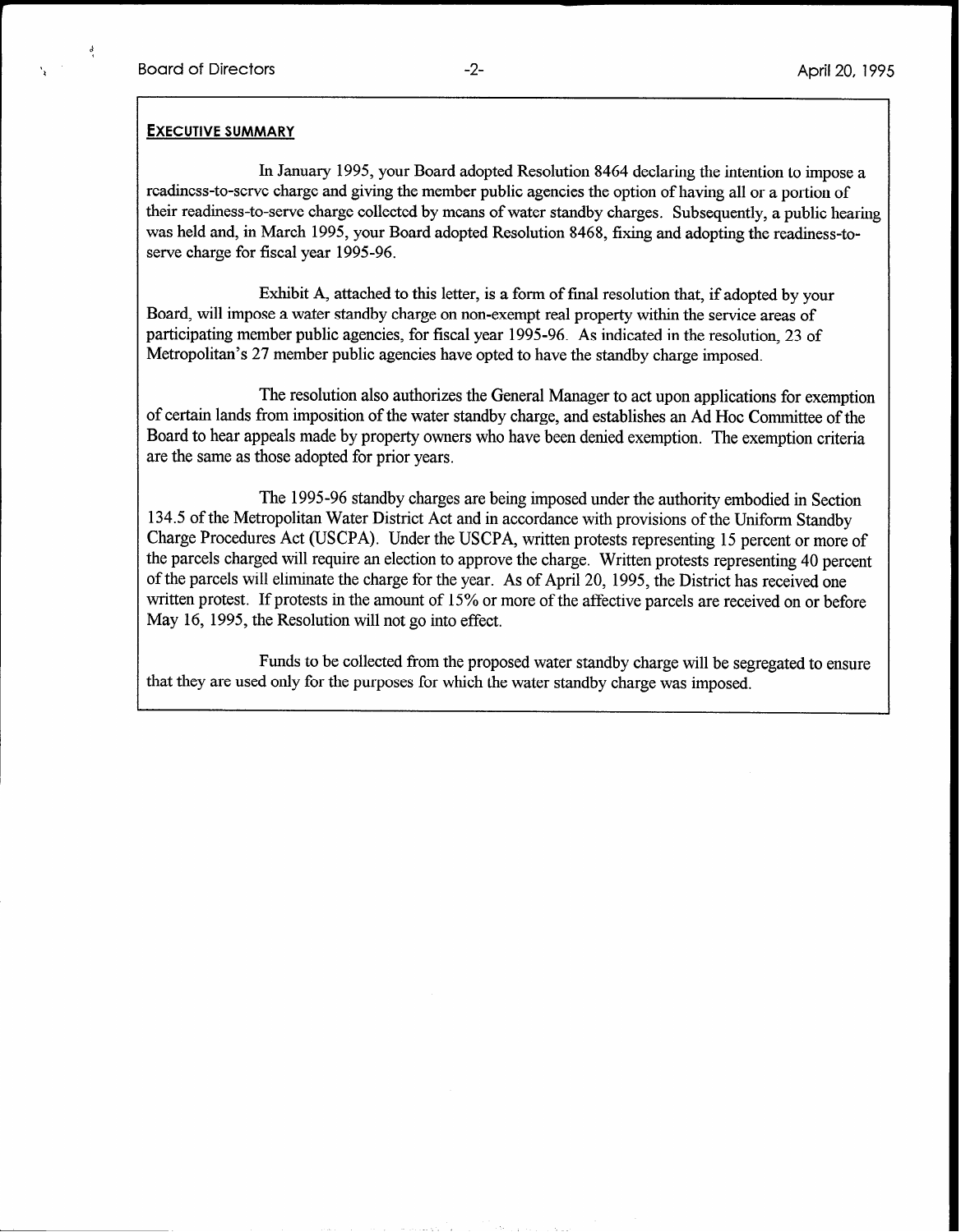**EXECUTIVE SUMMARY**

In January 1995, your Board adopted Resolution 8464 declaring the intention to impose a readiness-to-serve charge and giving the member public agencies the option of having all or a portion of their readiness-to-serve charge collected by means of water standby charges. Subsequently, a public hearing was held and, in March 1995, your Board adopted Resolution 8468, fixing and adopting the readiness-to-serve charge for fiscal year 1995-96.

Exhibit A, attached to this letter, is a form of final resolution that, if adopted by your Board, will impose a water standby charge on non-exempt real property within the service areas of participating member public agencies, for fiscal year 1995-96. As indicated in the resolution, 23 of Metropolitan's 27 member public agencies have opted to have the standby charge imposed.

The resolution also authorizes the General Manager to act upon applications for exemption of certain lands from imposition of the water standby charge, and establishes an Ad Hoc Committee of the Board to hear appeals made by property owners who have been denied exemption. The exemption criteria are the same as those adopted for prior years.

The 1995-96 standby charges are being imposed under the authority embodied in Section 134.5 of the Metropolitan Water District Act and in accordance with provisions of the Uniform Standby Charge Procedures Act (USCPA). Under the USCPA, written protests representing 15 percent or more of the parcels charged will require an election to approve the charge. Written protests representing 40 percent of the parcels will eliminate the charge for the year. As of April 20, 1995, the District has received one written protest. If protests in the amount of 15% or more of the affective parcels are received on or before May 16, 1995, the Resolution will not go into effect.

Funds to be collected from the proposed water standby charge will be segregated to ensure that they are used only for the purposes for which the water standby charge was imposed.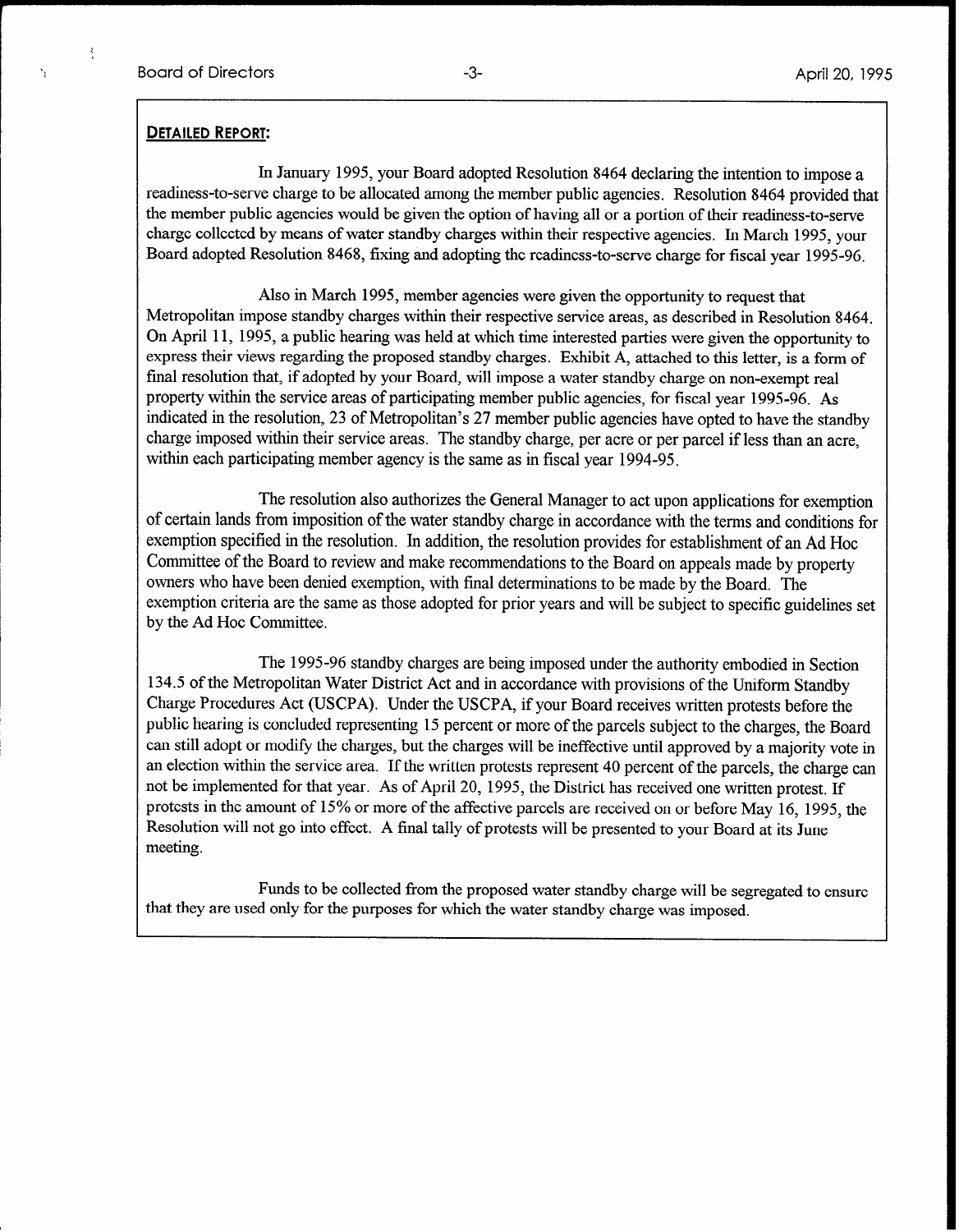**DETAILED REPORT:**

In January 1995, your Board adopted Resolution 8464 declaring the intention to impose a readiness-to-serve charge to be allocated among the member public agencies. Resolution 8464 provided that the member public agencies would be given the option of having all or a portion of their readiness-to-serve charge collected by means of water standby charges within their respective agencies. In March 1995, your Board adopted Resolution 8468, fixing and adopting the readiness-to-serve charge for fiscal year 1995-96.

Also in March 1995, member agencies were given the opportunity to request that Metropolitan impose standby charges within their respective service areas, as described in Resolution 8464. On April 11, 1995, a public hearing was held at which time interested parties were given the opportunity to express their views regarding the proposed standby charges. Exhibit A, attached to this letter, is a form of final resolution that, if adopted by your Board, will impose a water standby charge on non-exempt real property within the service areas of participating member public agencies, for fiscal year 1995-96. As indicated in the resolution, 23 of Metropolitan's 27 member public agencies have opted to have the standby charge imposed within their service areas. The standby charge, per acre or per parcel if less than an acre, within each participating member agency is the same as in fiscal year 1994-95.

The resolution also authorizes the General Manager to act upon applications for exemption of certain lands from imposition of the water standby charge in accordance with the terms and conditions for exemption specified in the resolution. In addition, the resolution provides for establishment of an Ad Hoc Committee of the Board to review and make recommendations to the Board on appeals made by property owners who have been denied exemption, with final determinations to be made by the Board. The exemption criteria are the same as those adopted for prior years and will be subject to specific guidelines set by the Ad Hoc Committee.

The 1995-96 standby charges are being imposed under the authority embodied in Section 134.5 of the Metropolitan Water District Act and in accordance with provisions of the Uniform Standby Charge Procedures Act (USCPA). Under the USCPA, if your Board receives written protests before the public hearing is concluded representing 15 percent or more of the parcels subject to the charges, the Board can still adopt or modify the charges, but the charges will be ineffective until approved by a majority vote in an election within the service area. If the written protests represent 40 percent of the parcels, the charge can not be implemented for that year. As of April 20, 1995, the District has received one written protest. If protests in the amount of 15% or more of the affective parcels are received on or before May 16, 1995, the Resolution will not go into effect. A final tally of protests will be presented to your Board at its June meeting.

Funds to be collected from the proposed water standby charge will be segregated to ensure that they are used only for the purposes for which the water standby charge was imposed.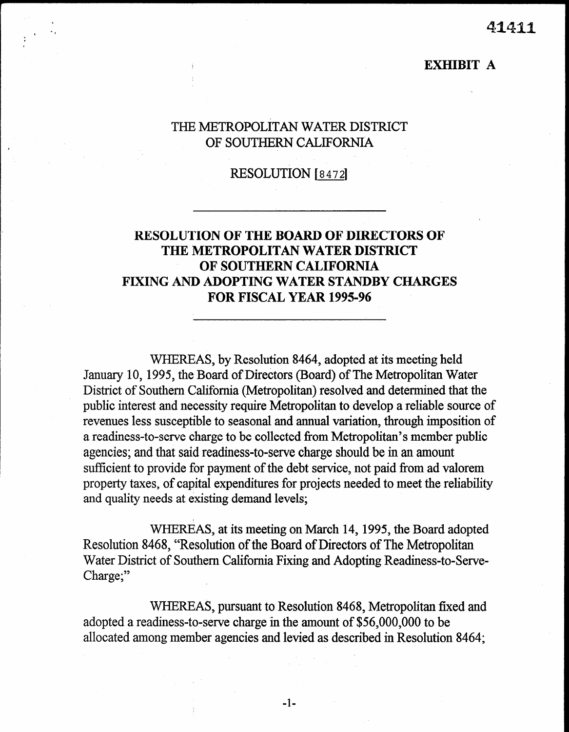41411

**EXHIBIT A**

THE METROPOLITAN WATER DISTRICT
OF SOUTHERN CALIFORNIA

RESOLUTION [8472]

# RESOLUTION OF THE BOARD OF DIRECTORS OF THE METROPOLITAN WATER DISTRICT OF SOUTHERN CALIFORNIA FIXING AND ADOPTING WATER STANDBY CHARGES FOR FISCAL YEAR 1995-96

WHEREAS, by Resolution 8464, adopted at its meeting held January 10, 1995, the Board of Directors (Board) of The Metropolitan Water District of Southern California (Metropolitan) resolved and determined that the public interest and necessity require Metropolitan to develop a reliable source of revenues less susceptible to seasonal and annual variation, through imposition of a readiness-to-serve charge to be collected from Metropolitan's member public agencies; and that said readiness-to-serve charge should be in an amount sufficient to provide for payment of the debt service, not paid from ad valorem property taxes, of capital expenditures for projects needed to meet the reliability and quality needs at existing demand levels;

WHEREAS, at its meeting on March 14, 1995, the Board adopted Resolution 8468, "Resolution of the Board of Directors of The Metropolitan Water District of Southern California Fixing and Adopting Readiness-to-Serve-Charge;"

WHEREAS, pursuant to Resolution 8468, Metropolitan fixed and adopted a readiness-to-serve charge in the amount of $56,000,000 to be allocated among member agencies and levied as described in Resolution 8464;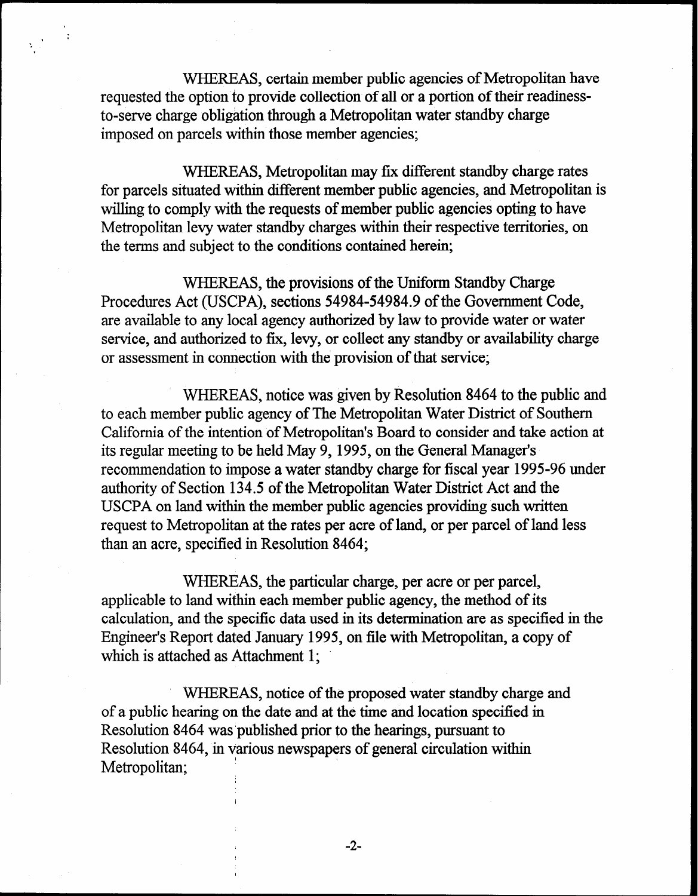WHEREAS, certain member public agencies of Metropolitan have requested the option to provide collection of all or a portion of their readiness-to-serve charge obligation through a Metropolitan water standby charge imposed on parcels within those member agencies;

WHEREAS, Metropolitan may fix different standby charge rates for parcels situated within different member public agencies, and Metropolitan is willing to comply with the requests of member public agencies opting to have Metropolitan levy water standby charges within their respective territories, on the terms and subject to the conditions contained herein;

WHEREAS, the provisions of the Uniform Standby Charge Procedures Act (USCPA), sections 54984-54984.9 of the Government Code, are available to any local agency authorized by law to provide water or water service, and authorized to fix, levy, or collect any standby or availability charge or assessment in connection with the provision of that service;

WHEREAS, notice was given by Resolution 8464 to the public and to each member public agency of The Metropolitan Water District of Southern California of the intention of Metropolitan's Board to consider and take action at its regular meeting to be held May 9, 1995, on the General Manager's recommendation to impose a water standby charge for fiscal year 1995-96 under authority of Section 134.5 of the Metropolitan Water District Act and the USCPA on land within the member public agencies providing such written request to Metropolitan at the rates per acre of land, or per parcel of land less than an acre, specified in Resolution 8464;

WHEREAS, the particular charge, per acre or per parcel, applicable to land within each member public agency, the method of its calculation, and the specific data used in its determination are as specified in the Engineer's Report dated January 1995, on file with Metropolitan, a copy of which is attached as Attachment 1;

WHEREAS, notice of the proposed water standby charge and of a public hearing on the date and at the time and location specified in Resolution 8464 was published prior to the hearings, pursuant to Resolution 8464, in various newspapers of general circulation within Metropolitan;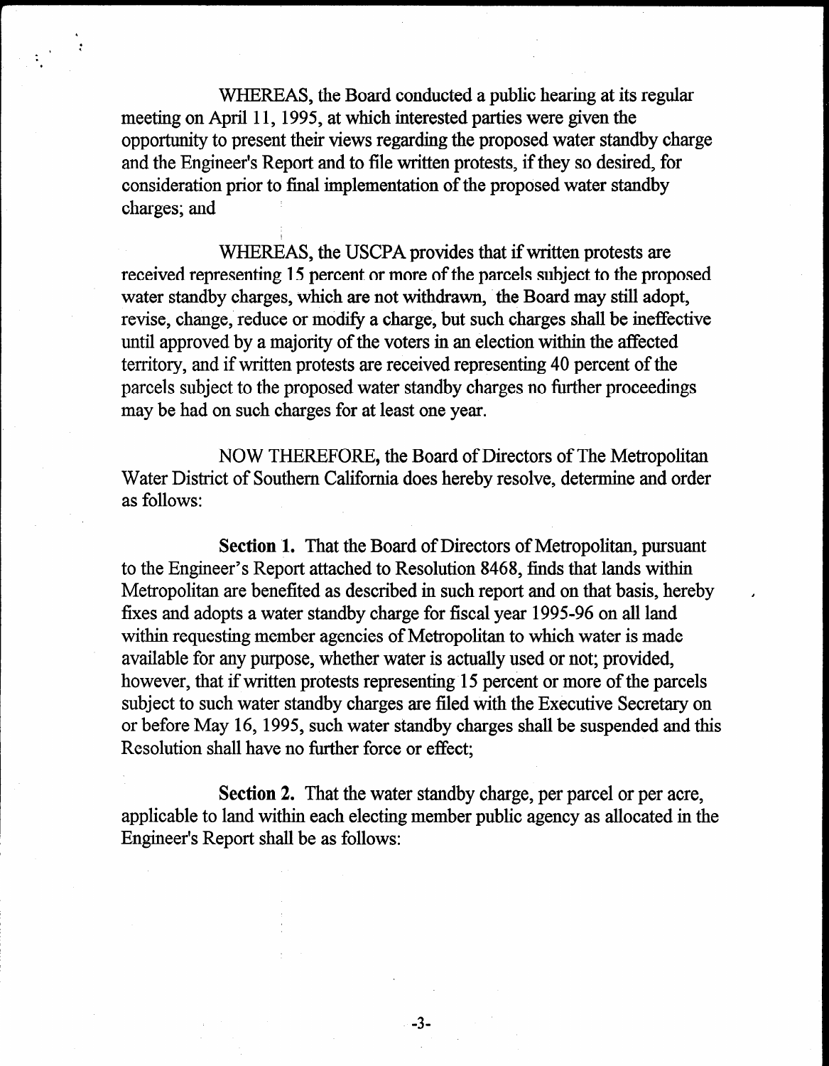WHEREAS, the Board conducted a public hearing at its regular meeting on April 11, 1995, at which interested parties were given the opportunity to present their views regarding the proposed water standby charge and the Engineer's Report and to file written protests, if they so desired, for consideration prior to final implementation of the proposed water standby charges; and

WHEREAS, the USCPA provides that if written protests are received representing 15 percent or more of the parcels subject to the proposed water standby charges, which are not withdrawn, the Board may still adopt, revise, change, reduce or modify a charge, but such charges shall be ineffective until approved by a majority of the voters in an election within the affected territory, and if written protests are received representing 40 percent of the parcels subject to the proposed water standby charges no further proceedings may be had on such charges for at least one year.

NOW THEREFORE, the Board of Directors of The Metropolitan Water District of Southern California does hereby resolve, determine and order as follows:

**Section 1.** That the Board of Directors of Metropolitan, pursuant to the Engineer's Report attached to Resolution 8468, finds that lands within Metropolitan are benefited as described in such report and on that basis, hereby fixes and adopts a water standby charge for fiscal year 1995-96 on all land within requesting member agencies of Metropolitan to which water is made available for any purpose, whether water is actually used or not; provided, however, that if written protests representing 15 percent or more of the parcels subject to such water standby charges are filed with the Executive Secretary on or before May 16, 1995, such water standby charges shall be suspended and this Resolution shall have no further force or effect;

**Section 2.** That the water standby charge, per parcel or per acre, applicable to land within each electing member public agency as allocated in the Engineer's Report shall be as follows: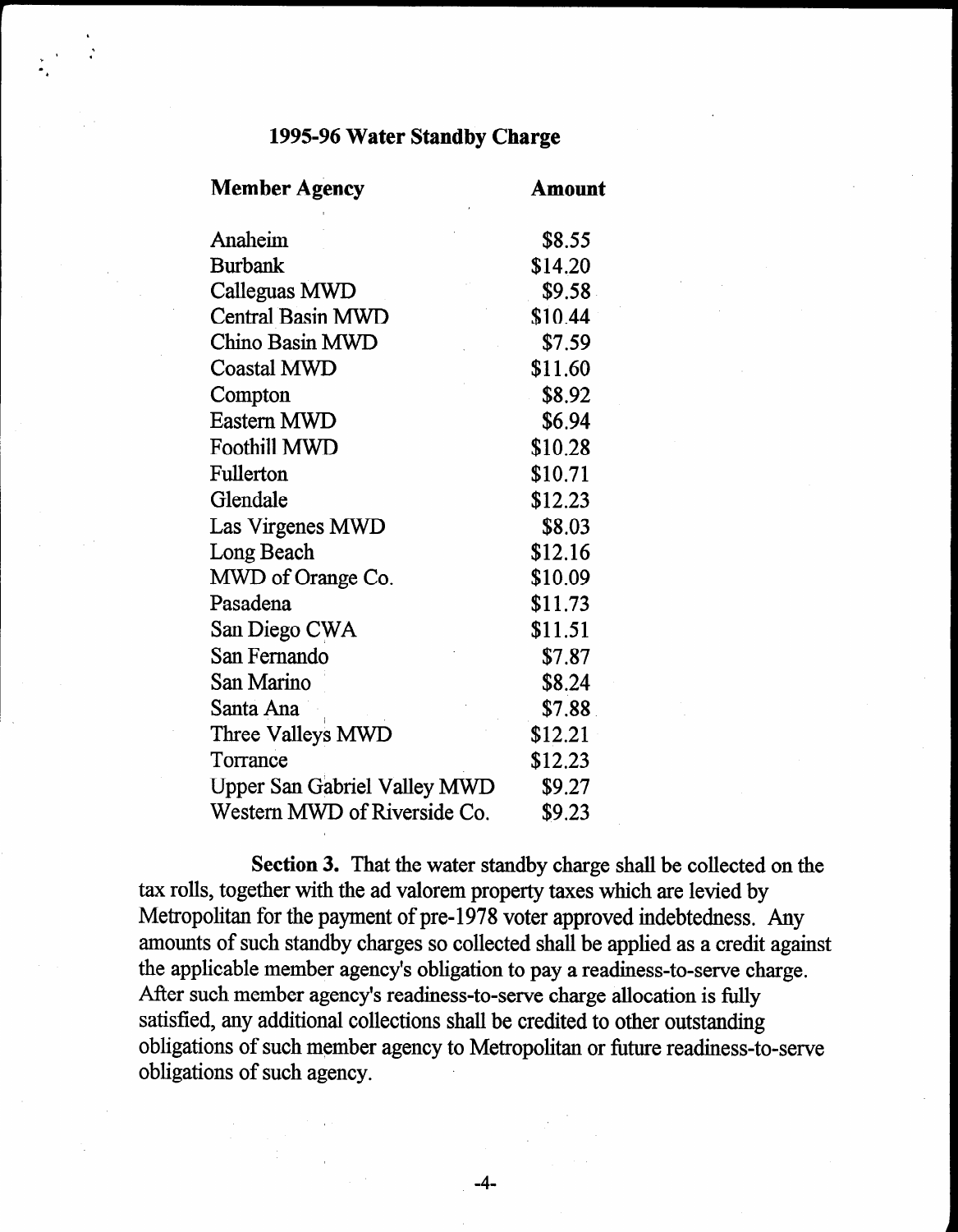## 1995-96 Water Standby Charge

| Member Agency | Amount |
|---|---|
| Anaheim | $8.55 |
| Burbank | $14.20 |
| Calleguas MWD | $9.58 |
| Central Basin MWD | $10.44 |
| Chino Basin MWD | $7.59 |
| Coastal MWD | $11.60 |
| Compton | $8.92 |
| Eastern MWD | $6.94 |
| Foothill MWD | $10.28 |
| Fullerton | $10.71 |
| Glendale | $12.23 |
| Las Virgenes MWD | $8.03 |
| Long Beach | $12.16 |
| MWD of Orange Co. | $10.09 |
| Pasadena | $11.73 |
| San Diego CWA | $11.51 |
| San Fernando | $7.87 |
| San Marino | $8.24 |
| Santa Ana | $7.88 |
| Three Valleys MWD | $12.21 |
| Torrance | $12.23 |
| Upper San Gabriel Valley MWD | $9.27 |
| Western MWD of Riverside Co. | $9.23 |

**Section 3.** That the water standby charge shall be collected on the tax rolls, together with the ad valorem property taxes which are levied by Metropolitan for the payment of pre-1978 voter approved indebtedness. Any amounts of such standby charges so collected shall be applied as a credit against the applicable member agency's obligation to pay a readiness-to-serve charge. After such member agency's readiness-to-serve charge allocation is fully satisfied, any additional collections shall be credited to other outstanding obligations of such member agency to Metropolitan or future readiness-to-serve obligations of such agency.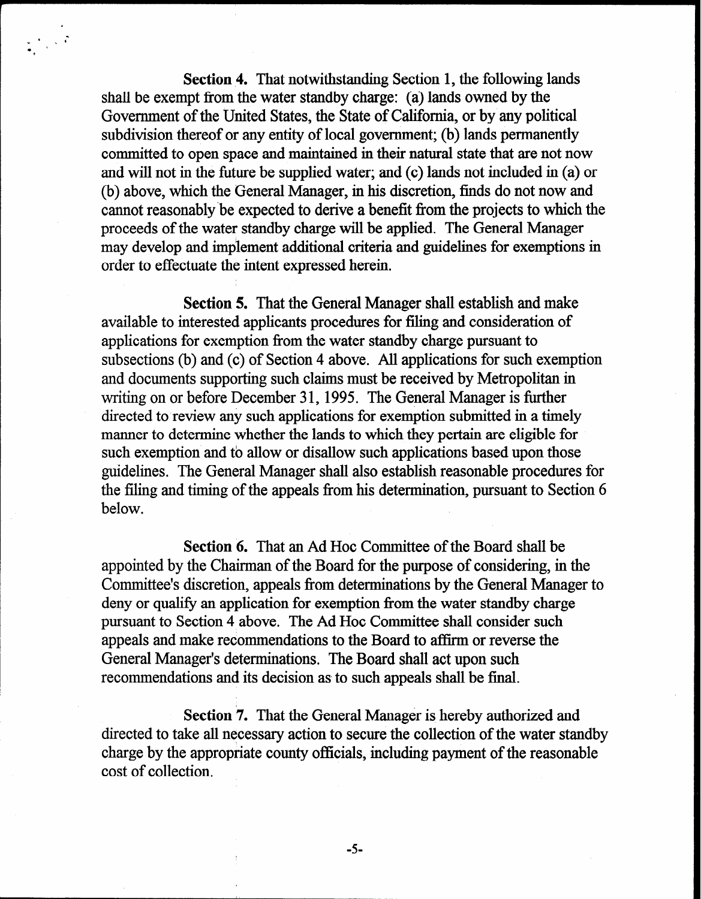**Section 4.** That notwithstanding Section 1, the following lands shall be exempt from the water standby charge: (a) lands owned by the Government of the United States, the State of California, or by any political subdivision thereof or any entity of local government; (b) lands permanently committed to open space and maintained in their natural state that are not now and will not in the future be supplied water; and (c) lands not included in (a) or (b) above, which the General Manager, in his discretion, finds do not now and cannot reasonably be expected to derive a benefit from the projects to which the proceeds of the water standby charge will be applied. The General Manager may develop and implement additional criteria and guidelines for exemptions in order to effectuate the intent expressed herein.

**Section 5.** That the General Manager shall establish and make available to interested applicants procedures for filing and consideration of applications for exemption from the water standby charge pursuant to subsections (b) and (c) of Section 4 above. All applications for such exemption and documents supporting such claims must be received by Metropolitan in writing on or before December 31, 1995. The General Manager is further directed to review any such applications for exemption submitted in a timely manner to determine whether the lands to which they pertain are eligible for such exemption and to allow or disallow such applications based upon those guidelines. The General Manager shall also establish reasonable procedures for the filing and timing of the appeals from his determination, pursuant to Section 6 below.

**Section 6.** That an Ad Hoc Committee of the Board shall be appointed by the Chairman of the Board for the purpose of considering, in the Committee's discretion, appeals from determinations by the General Manager to deny or qualify an application for exemption from the water standby charge pursuant to Section 4 above. The Ad Hoc Committee shall consider such appeals and make recommendations to the Board to affirm or reverse the General Manager's determinations. The Board shall act upon such recommendations and its decision as to such appeals shall be final.

**Section 7.** That the General Manager is hereby authorized and directed to take all necessary action to secure the collection of the water standby charge by the appropriate county officials, including payment of the reasonable cost of collection.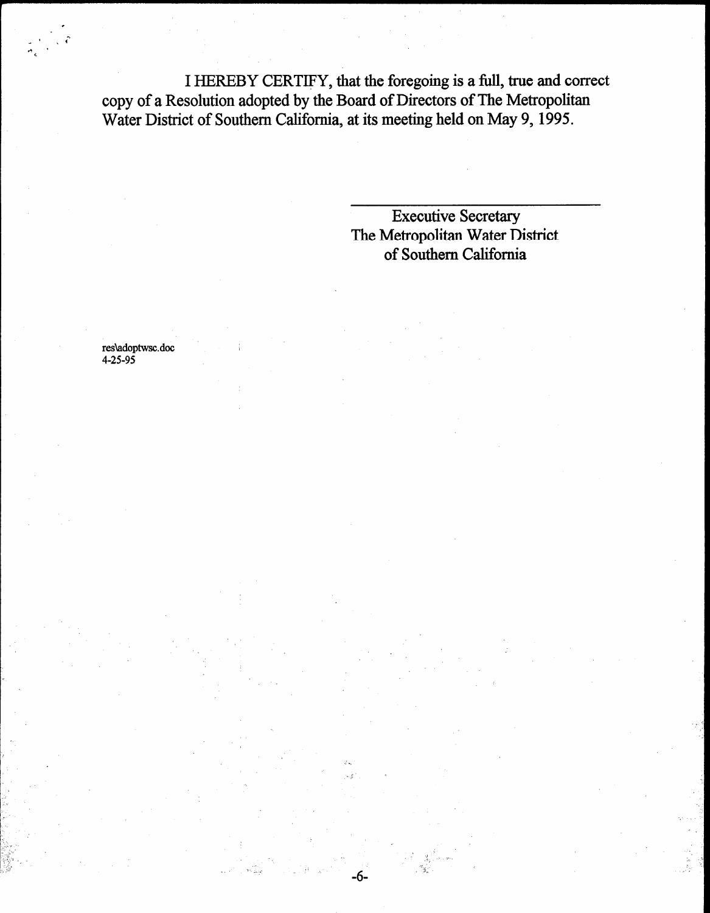I HEREBY CERTIFY, that the foregoing is a full, true and correct copy of a Resolution adopted by the Board of Directors of The Metropolitan Water District of Southern California, at its meeting held on May 9, 1995.

Executive Secretary
The Metropolitan Water District
of Southern California

res\adoptwsc.doc
4-25-95